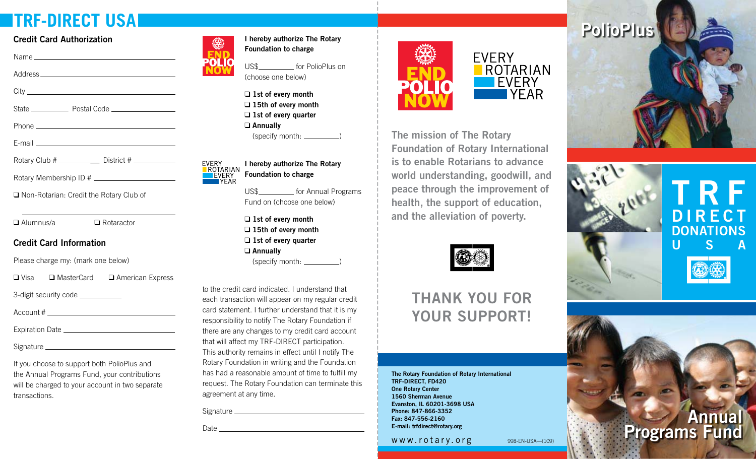# TRF-DIRECT USA

## Credit Card Authorization

Name ___________________________

Address ___________________________

City ___________________________

State __________ Postal Code __________

Phone ___________________________

E-mail ___________________________

Rotary Club # __________ District # __________

Rotary Membership ID # __________

❑ Non-Rotarian: Credit the Rotary Club of

___________________________

❑ Alumnus/a ❑ Rotaractor

## Credit Card Information

Please charge my: (mark one below)

❑ Visa ❑ MasterCard ❑ American Express

3-digit security code __________

Account # ___________________________

Expiration Date ___________________________

Signature ___________________________

If you choose to support both PolioPlus and the Annual Programs Fund, your contributions will be charged to your account in two separate transactions.

END POLIO NOW

**I hereby authorize The Rotary Foundation to charge**

US$__________ for PolioPlus on (choose one below)

- ❑ **1st of every month**
- ❑ **15th of every month**
- ❑ **1st of every quarter**
- ❑ **Annually** (specify month: __________)

EVERY ROTARIAN EVERY YEAR

**I hereby authorize The Rotary Foundation to charge**

US$__________ for Annual Programs Fund on (choose one below)

- ❑ **1st of every month**
- ❑ **15th of every month**
- ❑ **1st of every quarter**
- ❑ **Annually** (specify month: __________)

to the credit card indicated. I understand that each transaction will appear on my regular credit card statement. I further understand that it is my responsibility to notify The Rotary Foundation if there are any changes to my credit card account that will affect my TRF-DIRECT participation. This authority remains in effect until I notify The Rotary Foundation in writing and the Foundation has had a reasonable amount of time to fulfill my request. The Rotary Foundation can terminate this agreement at any time.

Signature ___________________________

Date ___________________________

END POLIO NOW

EVERY ROTARIAN EVERY YEAR

**The mission of The Rotary Foundation of Rotary International is to enable Rotarians to advance world understanding, goodwill, and peace through the improvement of health, the support of education, and the alleviation of poverty.**

## THANK YOU FOR YOUR SUPPORT!

**The Rotary Foundation of Rotary International**
**TRF-DIRECT, FD420**
**One Rotary Center**
**1560 Sherman Avenue**
**Evanston, IL 60201-3698 USA**
**Phone: 847-866-3352**
**Fax: 847-556-2160**
**E-mail: trfdirect@rotary.org**

www.rotary.org

998-EN-USA—(109)

# PolioPlus

# TRF DIRECT DONATIONS USA

# Annual Programs Fund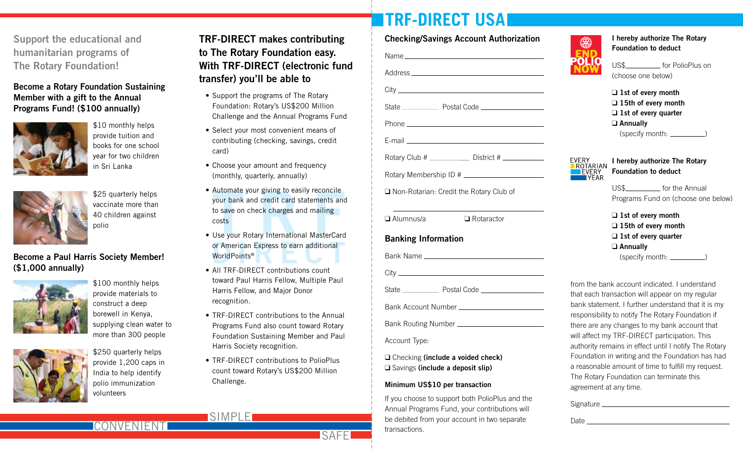Support the educational and humanitarian programs of The Rotary Foundation!

**Become a Rotary Foundation Sustaining Member with a gift to the Annual Programs Fund! ($100 annually)**

$10 monthly helps provide tuition and books for one school year for two children in Sri Lanka

$25 quarterly helps vaccinate more than 40 children against polio

**Become a Paul Harris Society Member! ($1,000 annually)**

$100 monthly helps provide materials to construct a deep borewell in Kenya, supplying clean water to more than 300 people

$250 quarterly helps provide 1,200 caps in India to help identify polio immunization volunteers

## TRF-DIRECT makes contributing to The Rotary Foundation easy. With TRF-DIRECT (electronic fund transfer) you'll be able to

- Support the programs of The Rotary Foundation: Rotary's US$200 Million Challenge and the Annual Programs Fund
- Select your most convenient means of contributing (checking, savings, credit card)
- Choose your amount and frequency (monthly, quarterly, annually)
- Automate your giving to easily reconcile your bank and credit card statements and to save on check charges and mailing costs
- Use your Rotary International MasterCard or American Express to earn additional WorldPoints®
- All TRF-DIRECT contributions count toward Paul Harris Fellow, Multiple Paul Harris Fellow, and Major Donor recognition.
- TRF-DIRECT contributions to the Annual Programs Fund also count toward Rotary Foundation Sustaining Member and Paul Harris Society recognition.
- TRF-DIRECT contributions to PolioPlus count toward Rotary's US$200 Million Challenge.

SIMPLE CONVENIENT SAFE

# TRF-DIRECT USA

### Checking/Savings Account Authorization

Name ____________________

Address ____________________

City ____________________

State ________ Postal Code ____________

Phone ____________________

E-mail ____________________

Rotary Club # __________ District # __________

Rotary Membership ID # ____________________

❑ Non-Rotarian: Credit the Rotary Club of

____________________

❑ Alumnus/a ❑ Rotaractor

### Banking Information

Bank Name ____________________

City ____________________

State ________ Postal Code ____________

Bank Account Number ____________________

Bank Routing Number ____________________

Account Type:

❑ Checking **(include a voided check)**
❑ Savings **(include a deposit slip)**

**Minimum US$10 per transaction**

If you choose to support both PolioPlus and the Annual Programs Fund, your contributions will be debited from your account in two separate transactions.

END POLIO NOW

**I hereby authorize The Rotary Foundation to deduct**

US$________ for PolioPlus on (choose one below)

❑ **1st of every month**
❑ **15th of every month**
❑ **1st of every quarter**
❑ **Annually**
(specify month: ________)

EVERY ROTARIAN EVERY YEAR

**I hereby authorize The Rotary Foundation to deduct**

US$________ for the Annual Programs Fund on (choose one below)

❑ **1st of every month**
❑ **15th of every month**
❑ **1st of every quarter**
❑ **Annually**
(specify month: ________)

from the bank account indicated. I understand that each transaction will appear on my regular bank statement. I further understand that it is my responsibility to notify The Rotary Foundation if there are any changes to my bank account that will affect my TRF-DIRECT participation. This authority remains in effect until I notify The Rotary Foundation in writing and the Foundation has had a reasonable amount of time to fulfill my request. The Rotary Foundation can terminate this agreement at any time.

Signature ____________________

Date ____________________